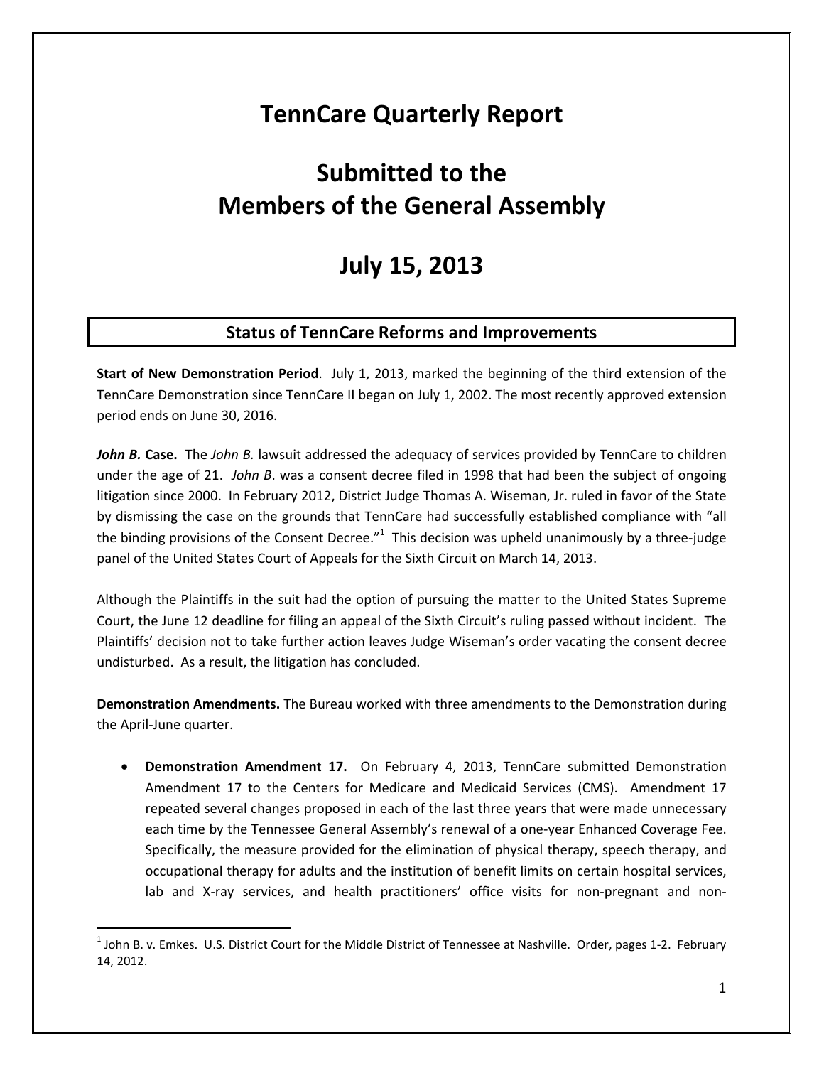# TennCare Quarterly Report

# Submitted to the Members of the General Assembly

# July 15, 2013

## Status of TennCare Reforms and Improvements

**Start of New Demonstration Period**. July 1, 2013, marked the beginning of the third extension of the TennCare Demonstration since TennCare II began on July 1, 2002. The most recently approved extension period ends on June 30, 2016.

***John B.*** **Case.** The *John B.* lawsuit addressed the adequacy of services provided by TennCare to children under the age of 21. *John B*. was a consent decree filed in 1998 that had been the subject of ongoing litigation since 2000. In February 2012, District Judge Thomas A. Wiseman, Jr. ruled in favor of the State by dismissing the case on the grounds that TennCare had successfully established compliance with "all the binding provisions of the Consent Decree."[1] This decision was upheld unanimously by a three-judge panel of the United States Court of Appeals for the Sixth Circuit on March 14, 2013.

Although the Plaintiffs in the suit had the option of pursuing the matter to the United States Supreme Court, the June 12 deadline for filing an appeal of the Sixth Circuit's ruling passed without incident. The Plaintiffs' decision not to take further action leaves Judge Wiseman's order vacating the consent decree undisturbed. As a result, the litigation has concluded.

**Demonstration Amendments.** The Bureau worked with three amendments to the Demonstration during the April-June quarter.

- **Demonstration Amendment 17.** On February 4, 2013, TennCare submitted Demonstration Amendment 17 to the Centers for Medicare and Medicaid Services (CMS). Amendment 17 repeated several changes proposed in each of the last three years that were made unnecessary each time by the Tennessee General Assembly's renewal of a one-year Enhanced Coverage Fee. Specifically, the measure provided for the elimination of physical therapy, speech therapy, and occupational therapy for adults and the institution of benefit limits on certain hospital services, lab and X-ray services, and health practitioners' office visits for non-pregnant and non-

[1] John B. v. Emkes. U.S. District Court for the Middle District of Tennessee at Nashville. Order, pages 1-2. February 14, 2012.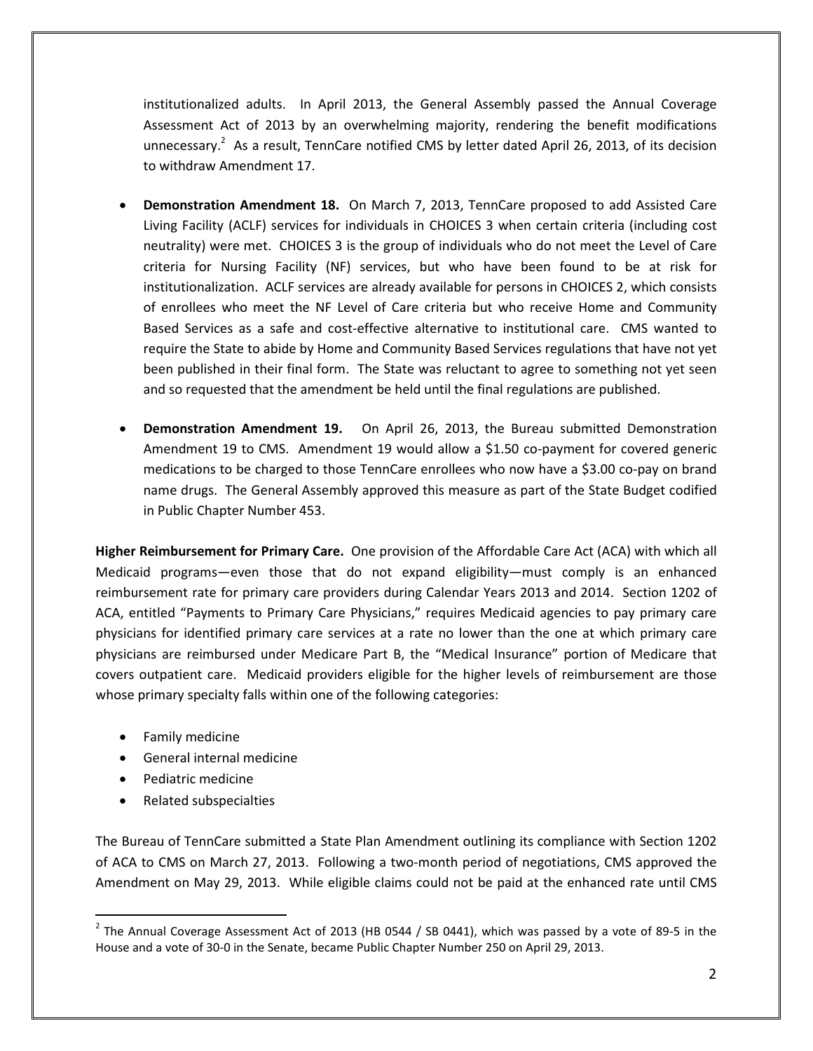institutionalized adults. In April 2013, the General Assembly passed the Annual Coverage Assessment Act of 2013 by an overwhelming majority, rendering the benefit modifications unnecessary.[2] As a result, TennCare notified CMS by letter dated April 26, 2013, of its decision to withdraw Amendment 17.

- **Demonstration Amendment 18.** On March 7, 2013, TennCare proposed to add Assisted Care Living Facility (ACLF) services for individuals in CHOICES 3 when certain criteria (including cost neutrality) were met. CHOICES 3 is the group of individuals who do not meet the Level of Care criteria for Nursing Facility (NF) services, but who have been found to be at risk for institutionalization. ACLF services are already available for persons in CHOICES 2, which consists of enrollees who meet the NF Level of Care criteria but who receive Home and Community Based Services as a safe and cost-effective alternative to institutional care. CMS wanted to require the State to abide by Home and Community Based Services regulations that have not yet been published in their final form. The State was reluctant to agree to something not yet seen and so requested that the amendment be held until the final regulations are published.

- **Demonstration Amendment 19.** On April 26, 2013, the Bureau submitted Demonstration Amendment 19 to CMS. Amendment 19 would allow a $1.50 co-payment for covered generic medications to be charged to those TennCare enrollees who now have a $3.00 co-pay on brand name drugs. The General Assembly approved this measure as part of the State Budget codified in Public Chapter Number 453.

**Higher Reimbursement for Primary Care.** One provision of the Affordable Care Act (ACA) with which all Medicaid programs—even those that do not expand eligibility—must comply is an enhanced reimbursement rate for primary care providers during Calendar Years 2013 and 2014. Section 1202 of ACA, entitled "Payments to Primary Care Physicians," requires Medicaid agencies to pay primary care physicians for identified primary care services at a rate no lower than the one at which primary care physicians are reimbursed under Medicare Part B, the "Medical Insurance" portion of Medicare that covers outpatient care. Medicaid providers eligible for the higher levels of reimbursement are those whose primary specialty falls within one of the following categories:

- Family medicine
- General internal medicine
- Pediatric medicine
- Related subspecialties

The Bureau of TennCare submitted a State Plan Amendment outlining its compliance with Section 1202 of ACA to CMS on March 27, 2013. Following a two-month period of negotiations, CMS approved the Amendment on May 29, 2013. While eligible claims could not be paid at the enhanced rate until CMS

[2] The Annual Coverage Assessment Act of 2013 (HB 0544 / SB 0441), which was passed by a vote of 89-5 in the House and a vote of 30-0 in the Senate, became Public Chapter Number 250 on April 29, 2013.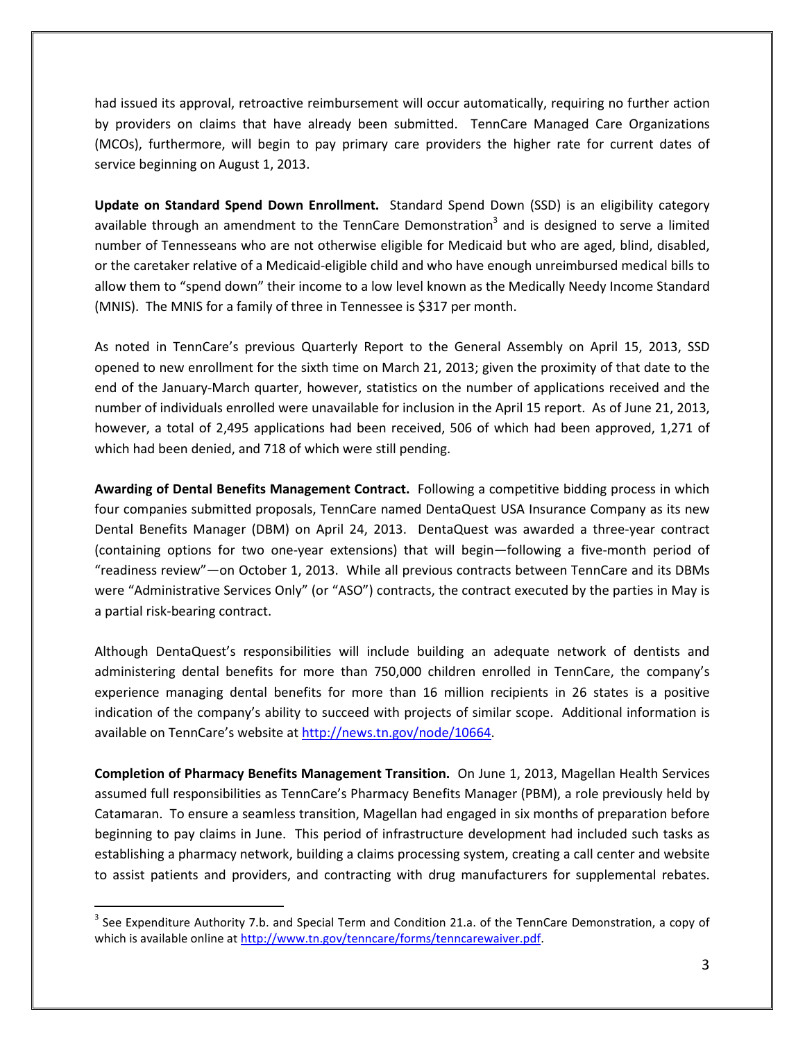had issued its approval, retroactive reimbursement will occur automatically, requiring no further action by providers on claims that have already been submitted. TennCare Managed Care Organizations (MCOs), furthermore, will begin to pay primary care providers the higher rate for current dates of service beginning on August 1, 2013.

**Update on Standard Spend Down Enrollment.** Standard Spend Down (SSD) is an eligibility category available through an amendment to the TennCare Demonstration[3] and is designed to serve a limited number of Tennesseans who are not otherwise eligible for Medicaid but who are aged, blind, disabled, or the caretaker relative of a Medicaid-eligible child and who have enough unreimbursed medical bills to allow them to "spend down" their income to a low level known as the Medically Needy Income Standard (MNIS). The MNIS for a family of three in Tennessee is $317 per month.

As noted in TennCare's previous Quarterly Report to the General Assembly on April 15, 2013, SSD opened to new enrollment for the sixth time on March 21, 2013; given the proximity of that date to the end of the January-March quarter, however, statistics on the number of applications received and the number of individuals enrolled were unavailable for inclusion in the April 15 report. As of June 21, 2013, however, a total of 2,495 applications had been received, 506 of which had been approved, 1,271 of which had been denied, and 718 of which were still pending.

**Awarding of Dental Benefits Management Contract.** Following a competitive bidding process in which four companies submitted proposals, TennCare named DentaQuest USA Insurance Company as its new Dental Benefits Manager (DBM) on April 24, 2013. DentaQuest was awarded a three-year contract (containing options for two one-year extensions) that will begin—following a five-month period of "readiness review"—on October 1, 2013. While all previous contracts between TennCare and its DBMs were "Administrative Services Only" (or "ASO") contracts, the contract executed by the parties in May is a partial risk-bearing contract.

Although DentaQuest's responsibilities will include building an adequate network of dentists and administering dental benefits for more than 750,000 children enrolled in TennCare, the company's experience managing dental benefits for more than 16 million recipients in 26 states is a positive indication of the company's ability to succeed with projects of similar scope. Additional information is available on TennCare's website at http://news.tn.gov/node/10664.

**Completion of Pharmacy Benefits Management Transition.** On June 1, 2013, Magellan Health Services assumed full responsibilities as TennCare's Pharmacy Benefits Manager (PBM), a role previously held by Catamaran. To ensure a seamless transition, Magellan had engaged in six months of preparation before beginning to pay claims in June. This period of infrastructure development had included such tasks as establishing a pharmacy network, building a claims processing system, creating a call center and website to assist patients and providers, and contracting with drug manufacturers for supplemental rebates.

---

[3] See Expenditure Authority 7.b. and Special Term and Condition 21.a. of the TennCare Demonstration, a copy of which is available online at http://www.tn.gov/tenncare/forms/tenncarewaiver.pdf.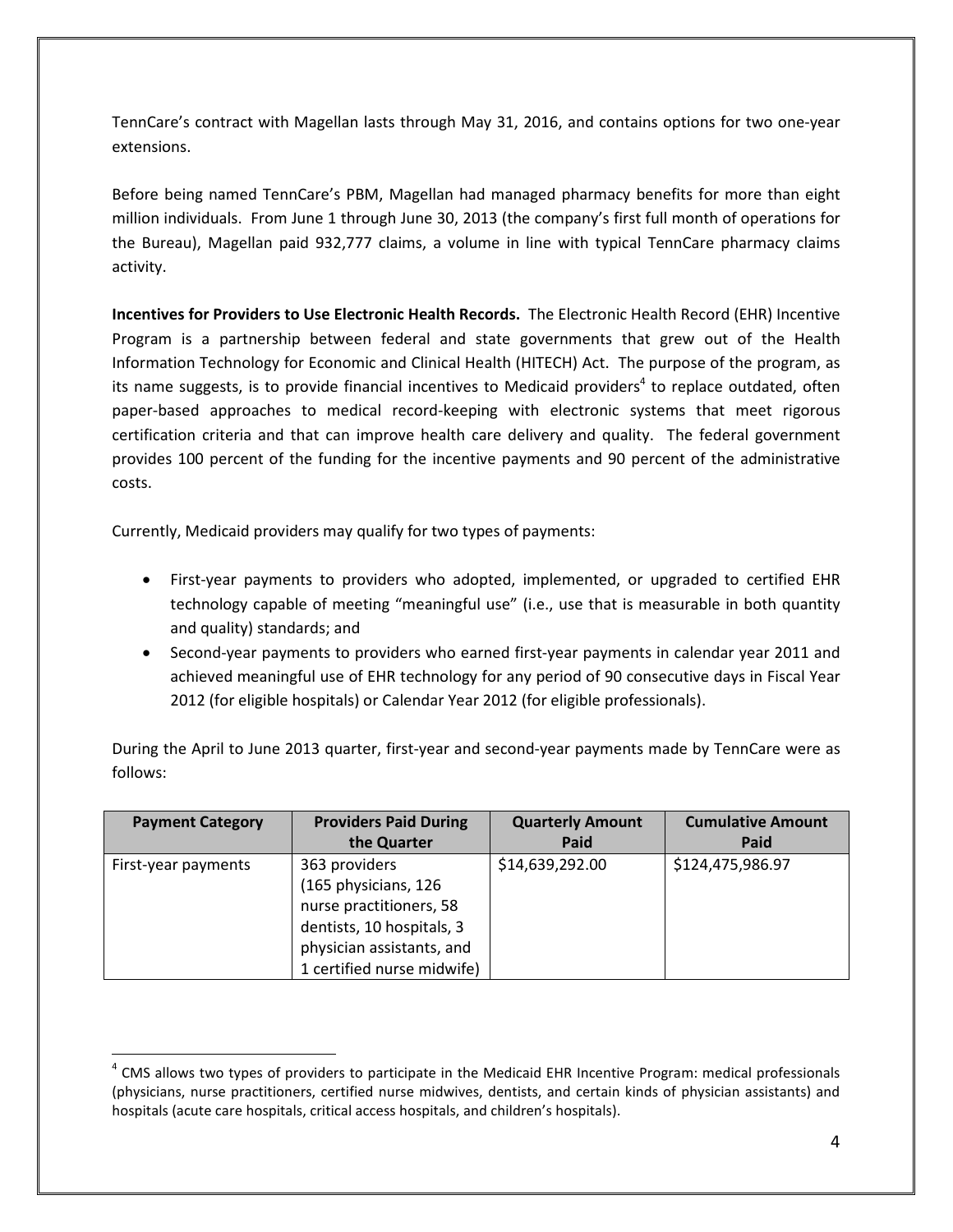TennCare's contract with Magellan lasts through May 31, 2016, and contains options for two one-year extensions.

Before being named TennCare's PBM, Magellan had managed pharmacy benefits for more than eight million individuals. From June 1 through June 30, 2013 (the company's first full month of operations for the Bureau), Magellan paid 932,777 claims, a volume in line with typical TennCare pharmacy claims activity.

**Incentives for Providers to Use Electronic Health Records.** The Electronic Health Record (EHR) Incentive Program is a partnership between federal and state governments that grew out of the Health Information Technology for Economic and Clinical Health (HITECH) Act. The purpose of the program, as its name suggests, is to provide financial incentives to Medicaid providers[4] to replace outdated, often paper-based approaches to medical record-keeping with electronic systems that meet rigorous certification criteria and that can improve health care delivery and quality. The federal government provides 100 percent of the funding for the incentive payments and 90 percent of the administrative costs.

Currently, Medicaid providers may qualify for two types of payments:

- First-year payments to providers who adopted, implemented, or upgraded to certified EHR technology capable of meeting "meaningful use" (i.e., use that is measurable in both quantity and quality) standards; and
- Second-year payments to providers who earned first-year payments in calendar year 2011 and achieved meaningful use of EHR technology for any period of 90 consecutive days in Fiscal Year 2012 (for eligible hospitals) or Calendar Year 2012 (for eligible professionals).

During the April to June 2013 quarter, first-year and second-year payments made by TennCare were as follows:

| Payment Category | Providers Paid During the Quarter | Quarterly Amount Paid | Cumulative Amount Paid |
|---|---|---|---|
| First-year payments | 363 providers (165 physicians, 126 nurse practitioners, 58 dentists, 10 hospitals, 3 physician assistants, and 1 certified nurse midwife) | $14,639,292.00 | $124,475,986.97 |

[4] CMS allows two types of providers to participate in the Medicaid EHR Incentive Program: medical professionals (physicians, nurse practitioners, certified nurse midwives, dentists, and certain kinds of physician assistants) and hospitals (acute care hospitals, critical access hospitals, and children's hospitals).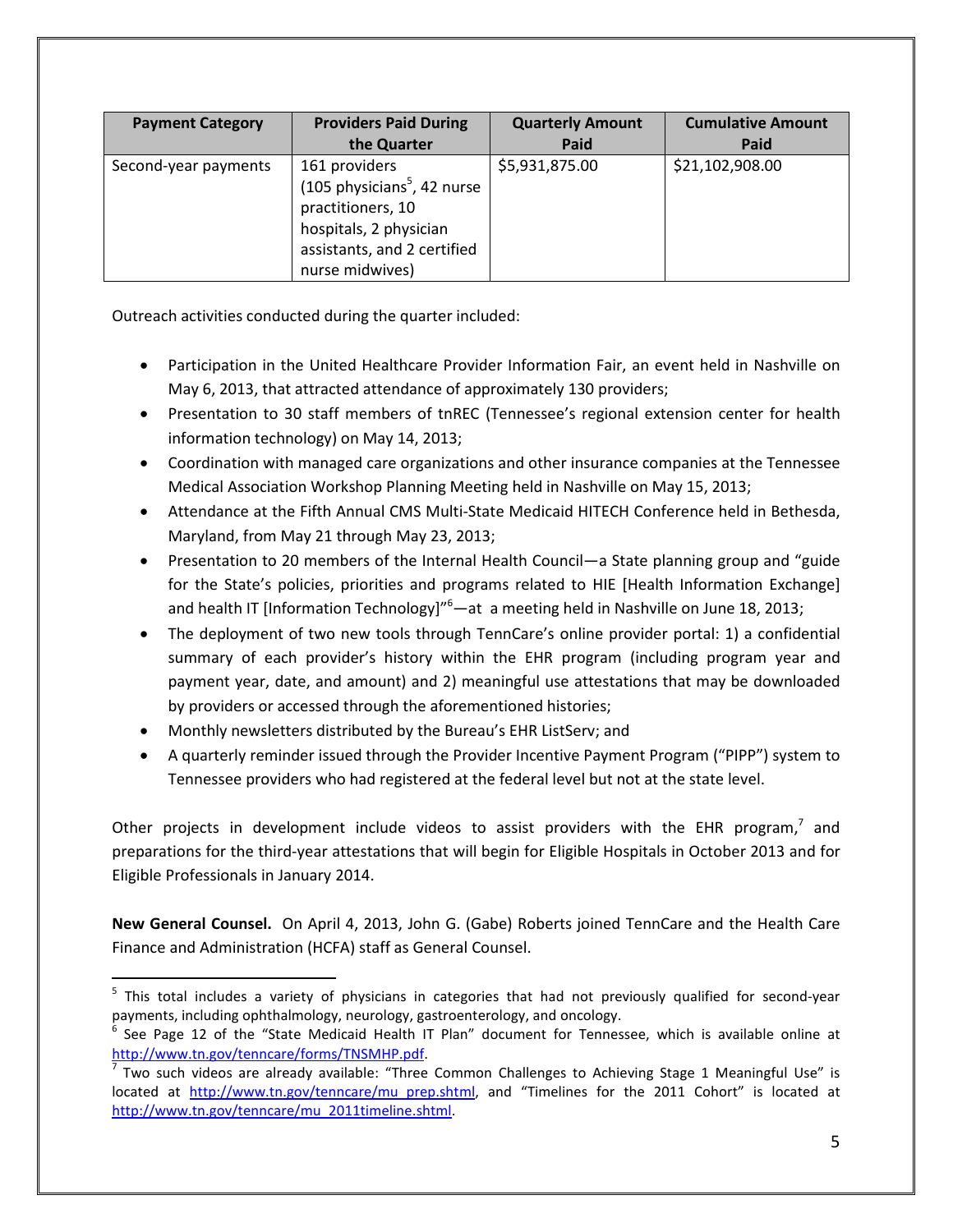| Payment Category | Providers Paid During the Quarter | Quarterly Amount Paid | Cumulative Amount Paid |
| --- | --- | --- | --- |
| Second-year payments | 161 providers (105 physicians[5], 42 nurse practitioners, 10 hospitals, 2 physician assistants, and 2 certified nurse midwives) | $5,931,875.00 | $21,102,908.00 |

Outreach activities conducted during the quarter included:

- Participation in the United Healthcare Provider Information Fair, an event held in Nashville on May 6, 2013, that attracted attendance of approximately 130 providers;
- Presentation to 30 staff members of tnREC (Tennessee's regional extension center for health information technology) on May 14, 2013;
- Coordination with managed care organizations and other insurance companies at the Tennessee Medical Association Workshop Planning Meeting held in Nashville on May 15, 2013;
- Attendance at the Fifth Annual CMS Multi-State Medicaid HITECH Conference held in Bethesda, Maryland, from May 21 through May 23, 2013;
- Presentation to 20 members of the Internal Health Council—a State planning group and "guide for the State's policies, priorities and programs related to HIE [Health Information Exchange] and health IT [Information Technology]"[6]—at a meeting held in Nashville on June 18, 2013;
- The deployment of two new tools through TennCare's online provider portal: 1) a confidential summary of each provider's history within the EHR program (including program year and payment year, date, and amount) and 2) meaningful use attestations that may be downloaded by providers or accessed through the aforementioned histories;
- Monthly newsletters distributed by the Bureau's EHR ListServ; and
- A quarterly reminder issued through the Provider Incentive Payment Program ("PIPP") system to Tennessee providers who had registered at the federal level but not at the state level.

Other projects in development include videos to assist providers with the EHR program,[7] and preparations for the third-year attestations that will begin for Eligible Hospitals in October 2013 and for Eligible Professionals in January 2014.

**New General Counsel.** On April 4, 2013, John G. (Gabe) Roberts joined TennCare and the Health Care Finance and Administration (HCFA) staff as General Counsel.

---

[5] This total includes a variety of physicians in categories that had not previously qualified for second-year payments, including ophthalmology, neurology, gastroenterology, and oncology.

[6] See Page 12 of the "State Medicaid Health IT Plan" document for Tennessee, which is available online at http://www.tn.gov/tenncare/forms/TNSMHP.pdf.

[7] Two such videos are already available: "Three Common Challenges to Achieving Stage 1 Meaningful Use" is located at http://www.tn.gov/tenncare/mu_prep.shtml, and "Timelines for the 2011 Cohort" is located at http://www.tn.gov/tenncare/mu_2011timeline.shtml.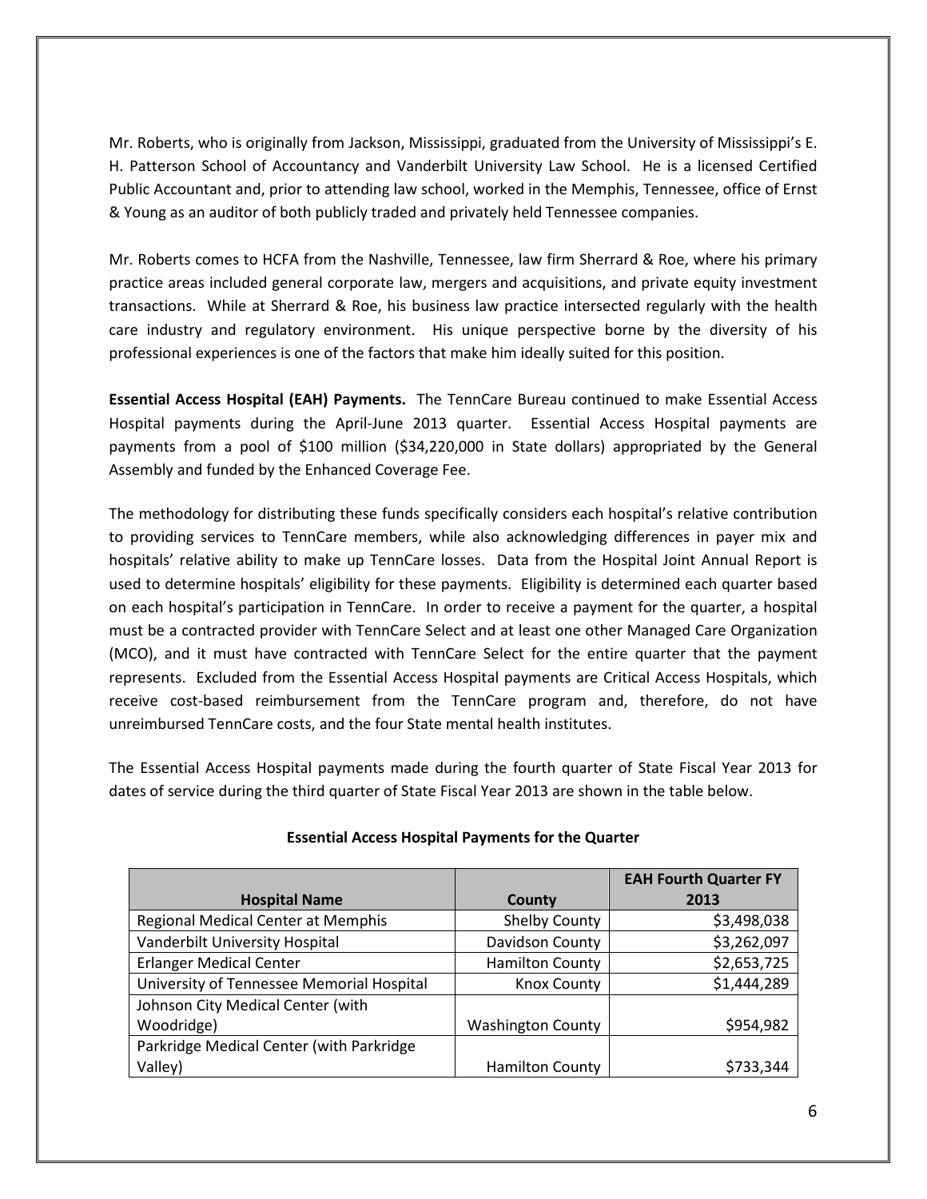Mr. Roberts, who is originally from Jackson, Mississippi, graduated from the University of Mississippi's E. H. Patterson School of Accountancy and Vanderbilt University Law School. He is a licensed Certified Public Accountant and, prior to attending law school, worked in the Memphis, Tennessee, office of Ernst & Young as an auditor of both publicly traded and privately held Tennessee companies.

Mr. Roberts comes to HCFA from the Nashville, Tennessee, law firm Sherrard & Roe, where his primary practice areas included general corporate law, mergers and acquisitions, and private equity investment transactions. While at Sherrard & Roe, his business law practice intersected regularly with the health care industry and regulatory environment. His unique perspective borne by the diversity of his professional experiences is one of the factors that make him ideally suited for this position.

**Essential Access Hospital (EAH) Payments.** The TennCare Bureau continued to make Essential Access Hospital payments during the April-June 2013 quarter. Essential Access Hospital payments are payments from a pool of $100 million ($34,220,000 in State dollars) appropriated by the General Assembly and funded by the Enhanced Coverage Fee.

The methodology for distributing these funds specifically considers each hospital's relative contribution to providing services to TennCare members, while also acknowledging differences in payer mix and hospitals' relative ability to make up TennCare losses. Data from the Hospital Joint Annual Report is used to determine hospitals' eligibility for these payments. Eligibility is determined each quarter based on each hospital's participation in TennCare. In order to receive a payment for the quarter, a hospital must be a contracted provider with TennCare Select and at least one other Managed Care Organization (MCO), and it must have contracted with TennCare Select for the entire quarter that the payment represents. Excluded from the Essential Access Hospital payments are Critical Access Hospitals, which receive cost-based reimbursement from the TennCare program and, therefore, do not have unreimbursed TennCare costs, and the four State mental health institutes.

The Essential Access Hospital payments made during the fourth quarter of State Fiscal Year 2013 for dates of service during the third quarter of State Fiscal Year 2013 are shown in the table below.

**Essential Access Hospital Payments for the Quarter**

| Hospital Name | County | EAH Fourth Quarter FY 2013 |
|---|---|---|
| Regional Medical Center at Memphis | Shelby County | $3,498,038 |
| Vanderbilt University Hospital | Davidson County | $3,262,097 |
| Erlanger Medical Center | Hamilton County | $2,653,725 |
| University of Tennessee Memorial Hospital | Knox County | $1,444,289 |
| Johnson City Medical Center (with Woodridge) | Washington County | $954,982 |
| Parkridge Medical Center (with Parkridge Valley) | Hamilton County | $733,344 |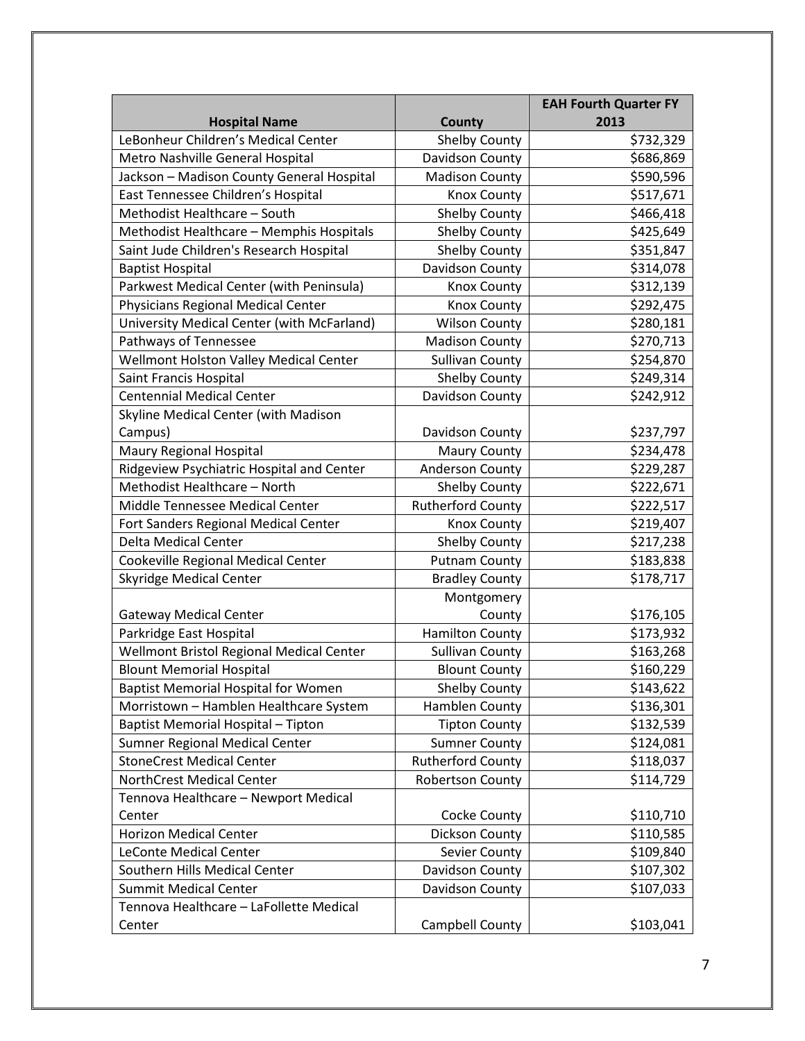| Hospital Name | County | EAH Fourth Quarter FY 2013 |
|---|---|---|
| LeBonheur Children's Medical Center | Shelby County | $732,329 |
| Metro Nashville General Hospital | Davidson County | $686,869 |
| Jackson – Madison County General Hospital | Madison County | $590,596 |
| East Tennessee Children's Hospital | Knox County | $517,671 |
| Methodist Healthcare – South | Shelby County | $466,418 |
| Methodist Healthcare – Memphis Hospitals | Shelby County | $425,649 |
| Saint Jude Children's Research Hospital | Shelby County | $351,847 |
| Baptist Hospital | Davidson County | $314,078 |
| Parkwest Medical Center (with Peninsula) | Knox County | $312,139 |
| Physicians Regional Medical Center | Knox County | $292,475 |
| University Medical Center (with McFarland) | Wilson County | $280,181 |
| Pathways of Tennessee | Madison County | $270,713 |
| Wellmont Holston Valley Medical Center | Sullivan County | $254,870 |
| Saint Francis Hospital | Shelby County | $249,314 |
| Centennial Medical Center | Davidson County | $242,912 |
| Skyline Medical Center (with Madison Campus) | Davidson County | $237,797 |
| Maury Regional Hospital | Maury County | $234,478 |
| Ridgeview Psychiatric Hospital and Center | Anderson County | $229,287 |
| Methodist Healthcare – North | Shelby County | $222,671 |
| Middle Tennessee Medical Center | Rutherford County | $222,517 |
| Fort Sanders Regional Medical Center | Knox County | $219,407 |
| Delta Medical Center | Shelby County | $217,238 |
| Cookeville Regional Medical Center | Putnam County | $183,838 |
| Skyridge Medical Center | Bradley County | $178,717 |
| Gateway Medical Center | Montgomery County | $176,105 |
| Parkridge East Hospital | Hamilton County | $173,932 |
| Wellmont Bristol Regional Medical Center | Sullivan County | $163,268 |
| Blount Memorial Hospital | Blount County | $160,229 |
| Baptist Memorial Hospital for Women | Shelby County | $143,622 |
| Morristown – Hamblen Healthcare System | Hamblen County | $136,301 |
| Baptist Memorial Hospital – Tipton | Tipton County | $132,539 |
| Sumner Regional Medical Center | Sumner County | $124,081 |
| StoneCrest Medical Center | Rutherford County | $118,037 |
| NorthCrest Medical Center | Robertson County | $114,729 |
| Tennova Healthcare – Newport Medical Center | Cocke County | $110,710 |
| Horizon Medical Center | Dickson County | $110,585 |
| LeConte Medical Center | Sevier County | $109,840 |
| Southern Hills Medical Center | Davidson County | $107,302 |
| Summit Medical Center | Davidson County | $107,033 |
| Tennova Healthcare – LaFollette Medical Center | Campbell County | $103,041 |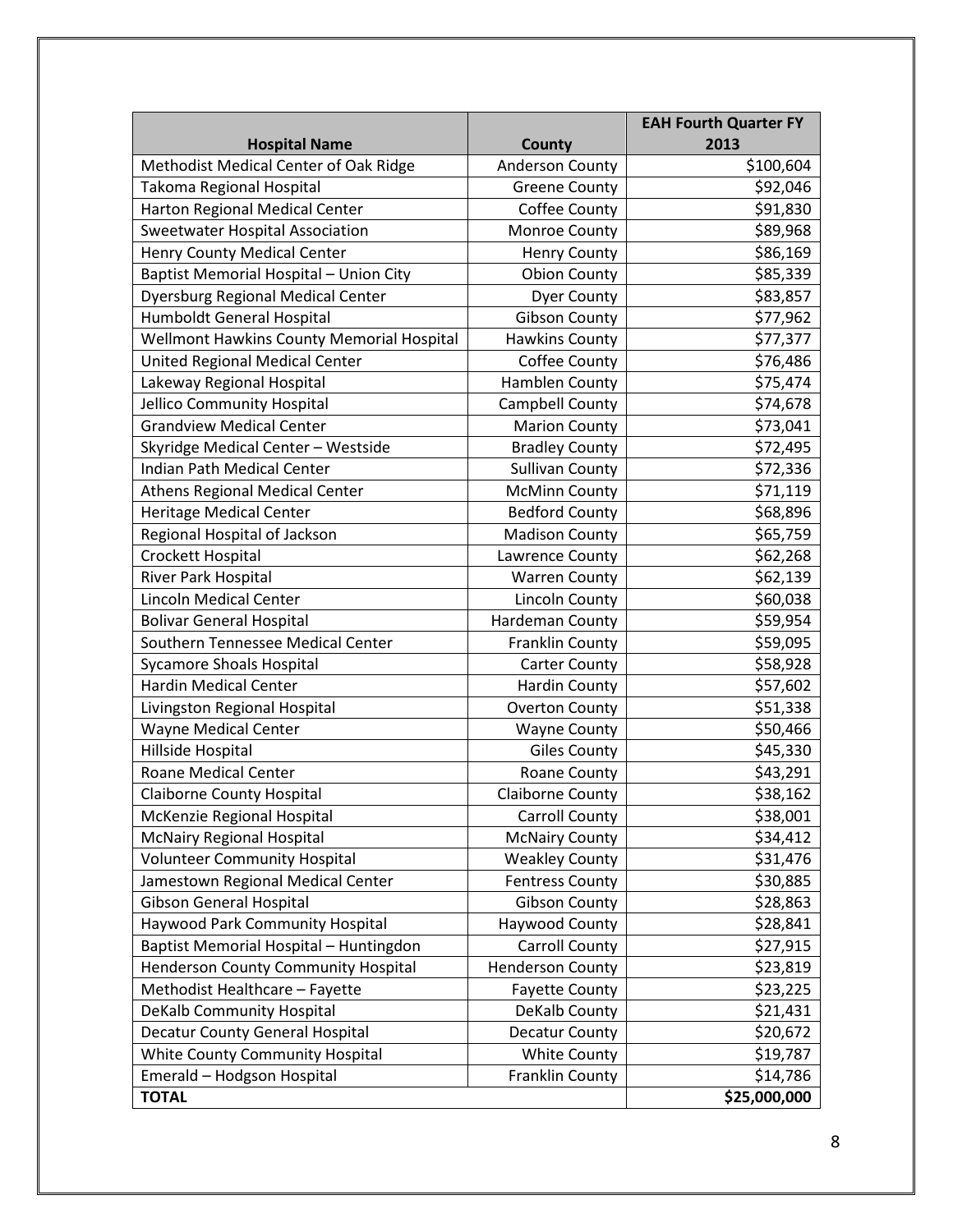| Hospital Name | County | EAH Fourth Quarter FY 2013 |
| --- | --- | --- |
| Methodist Medical Center of Oak Ridge | Anderson County | $100,604 |
| Takoma Regional Hospital | Greene County | $92,046 |
| Harton Regional Medical Center | Coffee County | $91,830 |
| Sweetwater Hospital Association | Monroe County | $89,968 |
| Henry County Medical Center | Henry County | $86,169 |
| Baptist Memorial Hospital – Union City | Obion County | $85,339 |
| Dyersburg Regional Medical Center | Dyer County | $83,857 |
| Humboldt General Hospital | Gibson County | $77,962 |
| Wellmont Hawkins County Memorial Hospital | Hawkins County | $77,377 |
| United Regional Medical Center | Coffee County | $76,486 |
| Lakeway Regional Hospital | Hamblen County | $75,474 |
| Jellico Community Hospital | Campbell County | $74,678 |
| Grandview Medical Center | Marion County | $73,041 |
| Skyridge Medical Center – Westside | Bradley County | $72,495 |
| Indian Path Medical Center | Sullivan County | $72,336 |
| Athens Regional Medical Center | McMinn County | $71,119 |
| Heritage Medical Center | Bedford County | $68,896 |
| Regional Hospital of Jackson | Madison County | $65,759 |
| Crockett Hospital | Lawrence County | $62,268 |
| River Park Hospital | Warren County | $62,139 |
| Lincoln Medical Center | Lincoln County | $60,038 |
| Bolivar General Hospital | Hardeman County | $59,954 |
| Southern Tennessee Medical Center | Franklin County | $59,095 |
| Sycamore Shoals Hospital | Carter County | $58,928 |
| Hardin Medical Center | Hardin County | $57,602 |
| Livingston Regional Hospital | Overton County | $51,338 |
| Wayne Medical Center | Wayne County | $50,466 |
| Hillside Hospital | Giles County | $45,330 |
| Roane Medical Center | Roane County | $43,291 |
| Claiborne County Hospital | Claiborne County | $38,162 |
| McKenzie Regional Hospital | Carroll County | $38,001 |
| McNairy Regional Hospital | McNairy County | $34,412 |
| Volunteer Community Hospital | Weakley County | $31,476 |
| Jamestown Regional Medical Center | Fentress County | $30,885 |
| Gibson General Hospital | Gibson County | $28,863 |
| Haywood Park Community Hospital | Haywood County | $28,841 |
| Baptist Memorial Hospital – Huntingdon | Carroll County | $27,915 |
| Henderson County Community Hospital | Henderson County | $23,819 |
| Methodist Healthcare – Fayette | Fayette County | $23,225 |
| DeKalb Community Hospital | DeKalb County | $21,431 |
| Decatur County General Hospital | Decatur County | $20,672 |
| White County Community Hospital | White County | $19,787 |
| Emerald – Hodgson Hospital | Franklin County | $14,786 |
| **TOTAL** | | **$25,000,000** |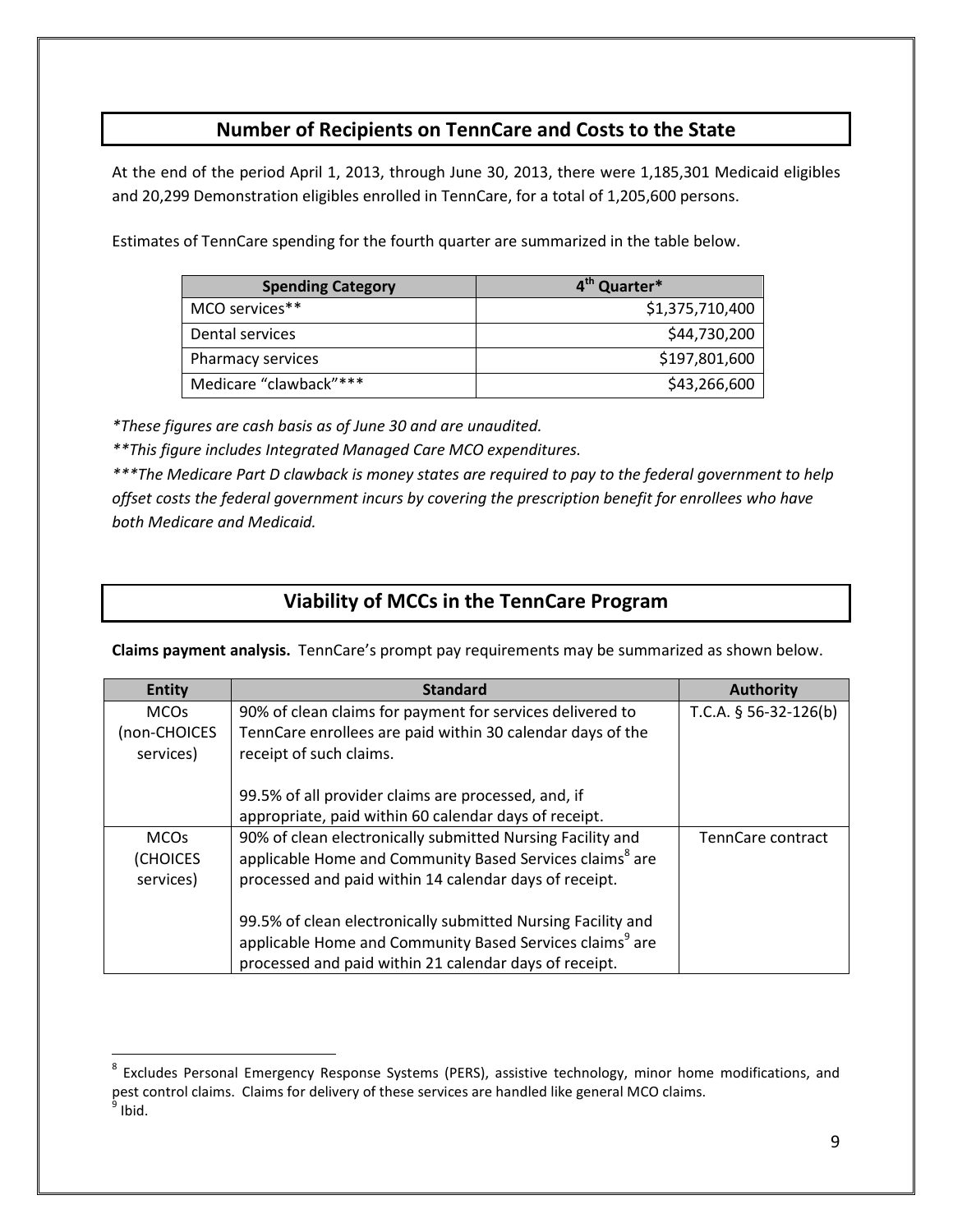## Number of Recipients on TennCare and Costs to the State

At the end of the period April 1, 2013, through June 30, 2013, there were 1,185,301 Medicaid eligibles and 20,299 Demonstration eligibles enrolled in TennCare, for a total of 1,205,600 persons.

Estimates of TennCare spending for the fourth quarter are summarized in the table below.

| Spending Category | 4th Quarter* |
|---|---:|
| MCO services** | $1,375,710,400 |
| Dental services | $44,730,200 |
| Pharmacy services | $197,801,600 |
| Medicare "clawback"*** | $43,266,600 |

*\*These figures are cash basis as of June 30 and are unaudited.*

*\*\*This figure includes Integrated Managed Care MCO expenditures.*

*\*\*\*The Medicare Part D clawback is money states are required to pay to the federal government to help offset costs the federal government incurs by covering the prescription benefit for enrollees who have both Medicare and Medicaid.*

## Viability of MCCs in the TennCare Program

**Claims payment analysis.** TennCare's prompt pay requirements may be summarized as shown below.

| Entity | Standard | Authority |
|---|---|---|
| MCOs (non-CHOICES services) | 90% of clean claims for payment for services delivered to TennCare enrollees are paid within 30 calendar days of the receipt of such claims.<br><br>99.5% of all provider claims are processed, and, if appropriate, paid within 60 calendar days of receipt. | T.C.A. § 56-32-126(b) |
| MCOs (CHOICES services) | 90% of clean electronically submitted Nursing Facility and applicable Home and Community Based Services claims[8] are processed and paid within 14 calendar days of receipt.<br><br>99.5% of clean electronically submitted Nursing Facility and applicable Home and Community Based Services claims[9] are processed and paid within 21 calendar days of receipt. | TennCare contract |

[8] Excludes Personal Emergency Response Systems (PERS), assistive technology, minor home modifications, and pest control claims. Claims for delivery of these services are handled like general MCO claims.

[9] Ibid.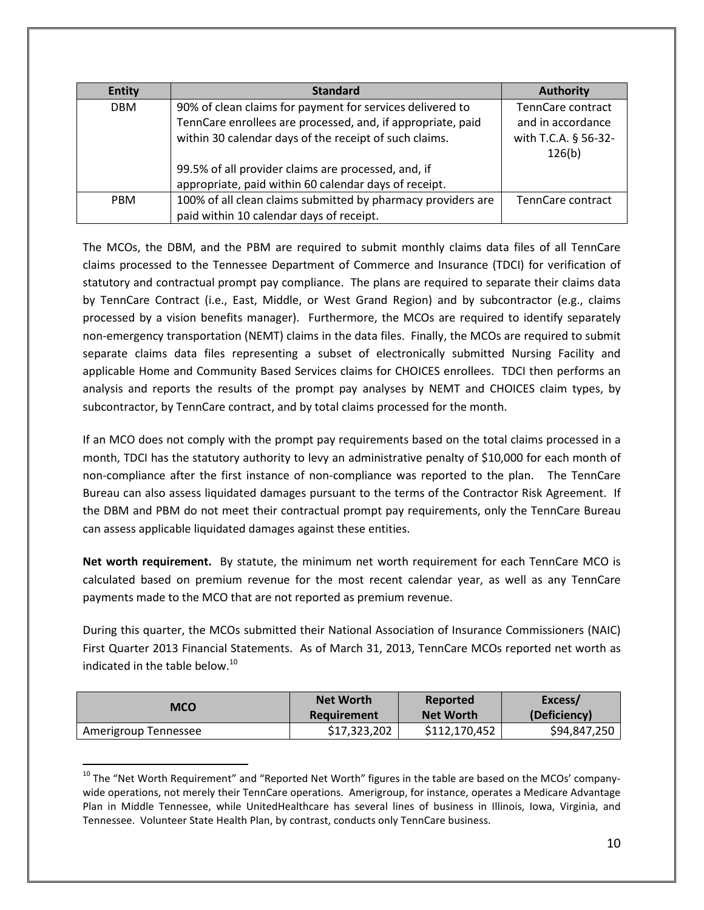| Entity | Standard | Authority |
|---|---|---|
| DBM | 90% of clean claims for payment for services delivered to TennCare enrollees are processed, and, if appropriate, paid within 30 calendar days of the receipt of such claims.<br><br>99.5% of all provider claims are processed, and, if appropriate, paid within 60 calendar days of receipt. | TennCare contract and in accordance with T.C.A. § 56-32-126(b) |
| PBM | 100% of all clean claims submitted by pharmacy providers are paid within 10 calendar days of receipt. | TennCare contract |

The MCOs, the DBM, and the PBM are required to submit monthly claims data files of all TennCare claims processed to the Tennessee Department of Commerce and Insurance (TDCI) for verification of statutory and contractual prompt pay compliance. The plans are required to separate their claims data by TennCare Contract (i.e., East, Middle, or West Grand Region) and by subcontractor (e.g., claims processed by a vision benefits manager). Furthermore, the MCOs are required to identify separately non-emergency transportation (NEMT) claims in the data files. Finally, the MCOs are required to submit separate claims data files representing a subset of electronically submitted Nursing Facility and applicable Home and Community Based Services claims for CHOICES enrollees. TDCI then performs an analysis and reports the results of the prompt pay analyses by NEMT and CHOICES claim types, by subcontractor, by TennCare contract, and by total claims processed for the month.

If an MCO does not comply with the prompt pay requirements based on the total claims processed in a month, TDCI has the statutory authority to levy an administrative penalty of $10,000 for each month of non-compliance after the first instance of non-compliance was reported to the plan. The TennCare Bureau can also assess liquidated damages pursuant to the terms of the Contractor Risk Agreement. If the DBM and PBM do not meet their contractual prompt pay requirements, only the TennCare Bureau can assess applicable liquidated damages against these entities.

**Net worth requirement.** By statute, the minimum net worth requirement for each TennCare MCO is calculated based on premium revenue for the most recent calendar year, as well as any TennCare payments made to the MCO that are not reported as premium revenue.

During this quarter, the MCOs submitted their National Association of Insurance Commissioners (NAIC) First Quarter 2013 Financial Statements. As of March 31, 2013, TennCare MCOs reported net worth as indicated in the table below.[10]

| MCO | Net Worth Requirement | Reported Net Worth | Excess/ (Deficiency) |
|---|---|---|---|
| Amerigroup Tennessee | $17,323,202 | $112,170,452 | $94,847,250 |

[10] The "Net Worth Requirement" and "Reported Net Worth" figures in the table are based on the MCOs' company-wide operations, not merely their TennCare operations. Amerigroup, for instance, operates a Medicare Advantage Plan in Middle Tennessee, while UnitedHealthcare has several lines of business in Illinois, Iowa, Virginia, and Tennessee. Volunteer State Health Plan, by contrast, conducts only TennCare business.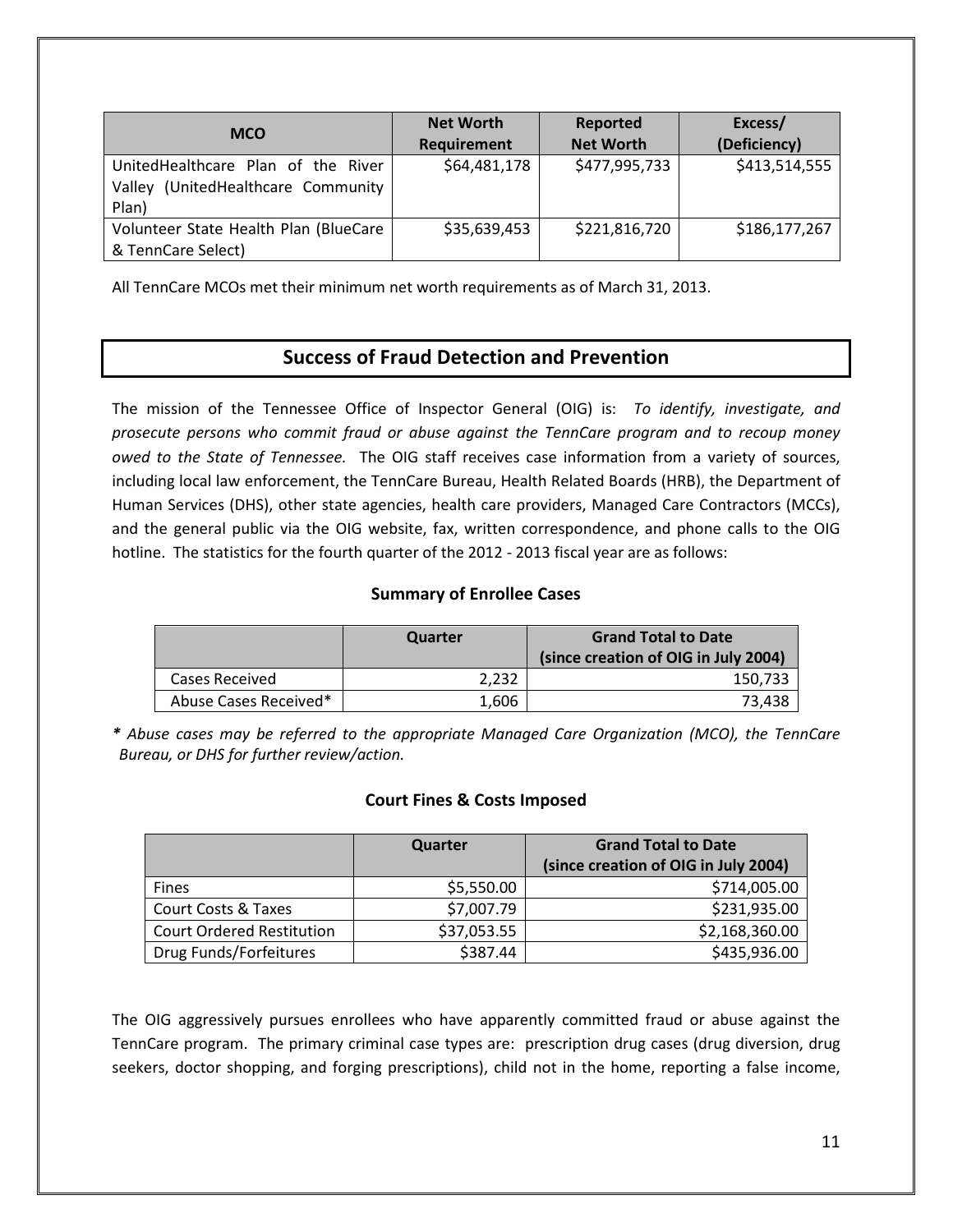| MCO | Net Worth Requirement | Reported Net Worth | Excess/ (Deficiency) |
| --- | --- | --- | --- |
| UnitedHealthcare Plan of the River Valley (UnitedHealthcare Community Plan) | $64,481,178 | $477,995,733 | $413,514,555 |
| Volunteer State Health Plan (BlueCare & TennCare Select) | $35,639,453 | $221,816,720 | $186,177,267 |

All TennCare MCOs met their minimum net worth requirements as of March 31, 2013.

## Success of Fraud Detection and Prevention

The mission of the Tennessee Office of Inspector General (OIG) is: *To identify, investigate, and prosecute persons who commit fraud or abuse against the TennCare program and to recoup money owed to the State of Tennessee.* The OIG staff receives case information from a variety of sources, including local law enforcement, the TennCare Bureau, Health Related Boards (HRB), the Department of Human Services (DHS), other state agencies, health care providers, Managed Care Contractors (MCCs), and the general public via the OIG website, fax, written correspondence, and phone calls to the OIG hotline. The statistics for the fourth quarter of the 2012 - 2013 fiscal year are as follows:

### Summary of Enrollee Cases

| | Quarter | Grand Total to Date (since creation of OIG in July 2004) |
| --- | --- | --- |
| Cases Received | 2,232 | 150,733 |
| Abuse Cases Received* | 1,606 | 73,438 |

*\* Abuse cases may be referred to the appropriate Managed Care Organization (MCO), the TennCare Bureau, or DHS for further review/action.*

### Court Fines & Costs Imposed

| | Quarter | Grand Total to Date (since creation of OIG in July 2004) |
| --- | --- | --- |
| Fines | $5,550.00 | $714,005.00 |
| Court Costs & Taxes | $7,007.79 | $231,935.00 |
| Court Ordered Restitution | $37,053.55 | $2,168,360.00 |
| Drug Funds/Forfeitures | $387.44 | $435,936.00 |

The OIG aggressively pursues enrollees who have apparently committed fraud or abuse against the TennCare program. The primary criminal case types are: prescription drug cases (drug diversion, drug seekers, doctor shopping, and forging prescriptions), child not in the home, reporting a false income,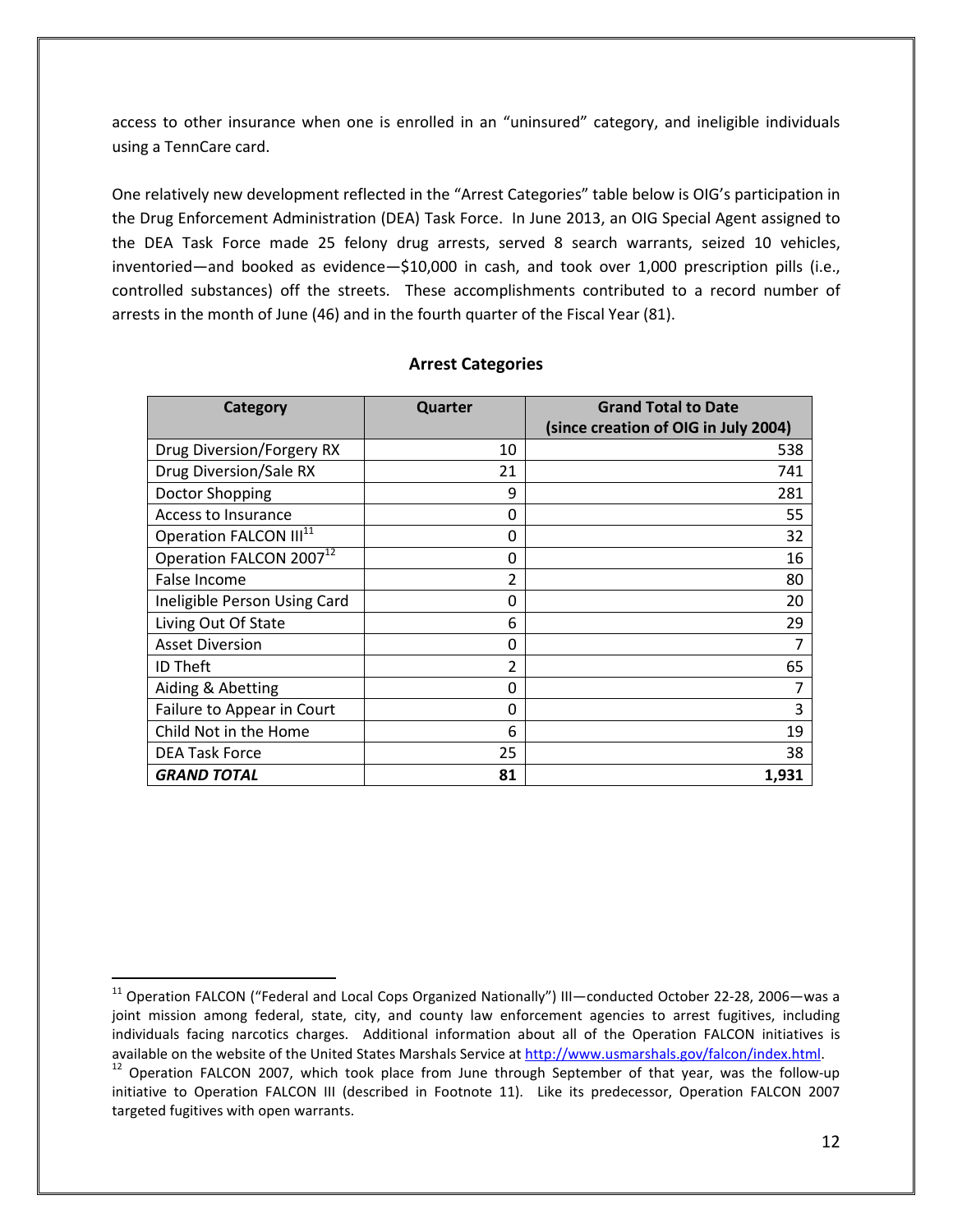access to other insurance when one is enrolled in an "uninsured" category, and ineligible individuals using a TennCare card.

One relatively new development reflected in the "Arrest Categories" table below is OIG's participation in the Drug Enforcement Administration (DEA) Task Force. In June 2013, an OIG Special Agent assigned to the DEA Task Force made 25 felony drug arrests, served 8 search warrants, seized 10 vehicles, inventoried—and booked as evidence—$10,000 in cash, and took over 1,000 prescription pills (i.e., controlled substances) off the streets. These accomplishments contributed to a record number of arrests in the month of June (46) and in the fourth quarter of the Fiscal Year (81).

**Arrest Categories**

| Category | Quarter | Grand Total to Date (since creation of OIG in July 2004) |
|---|---:|---:|
| Drug Diversion/Forgery RX | 10 | 538 |
| Drug Diversion/Sale RX | 21 | 741 |
| Doctor Shopping | 9 | 281 |
| Access to Insurance | 0 | 55 |
| Operation FALCON III[11] | 0 | 32 |
| Operation FALCON 2007[12] | 0 | 16 |
| False Income | 2 | 80 |
| Ineligible Person Using Card | 0 | 20 |
| Living Out Of State | 6 | 29 |
| Asset Diversion | 0 | 7 |
| ID Theft | 2 | 65 |
| Aiding & Abetting | 0 | 7 |
| Failure to Appear in Court | 0 | 3 |
| Child Not in the Home | 6 | 19 |
| DEA Task Force | 25 | 38 |
| ***GRAND TOTAL*** | **81** | **1,931** |

[11] Operation FALCON ("Federal and Local Cops Organized Nationally") III—conducted October 22-28, 2006—was a joint mission among federal, state, city, and county law enforcement agencies to arrest fugitives, including individuals facing narcotics charges. Additional information about all of the Operation FALCON initiatives is available on the website of the United States Marshals Service at http://www.usmarshals.gov/falcon/index.html.

[12] Operation FALCON 2007, which took place from June through September of that year, was the follow-up initiative to Operation FALCON III (described in Footnote 11). Like its predecessor, Operation FALCON 2007 targeted fugitives with open warrants.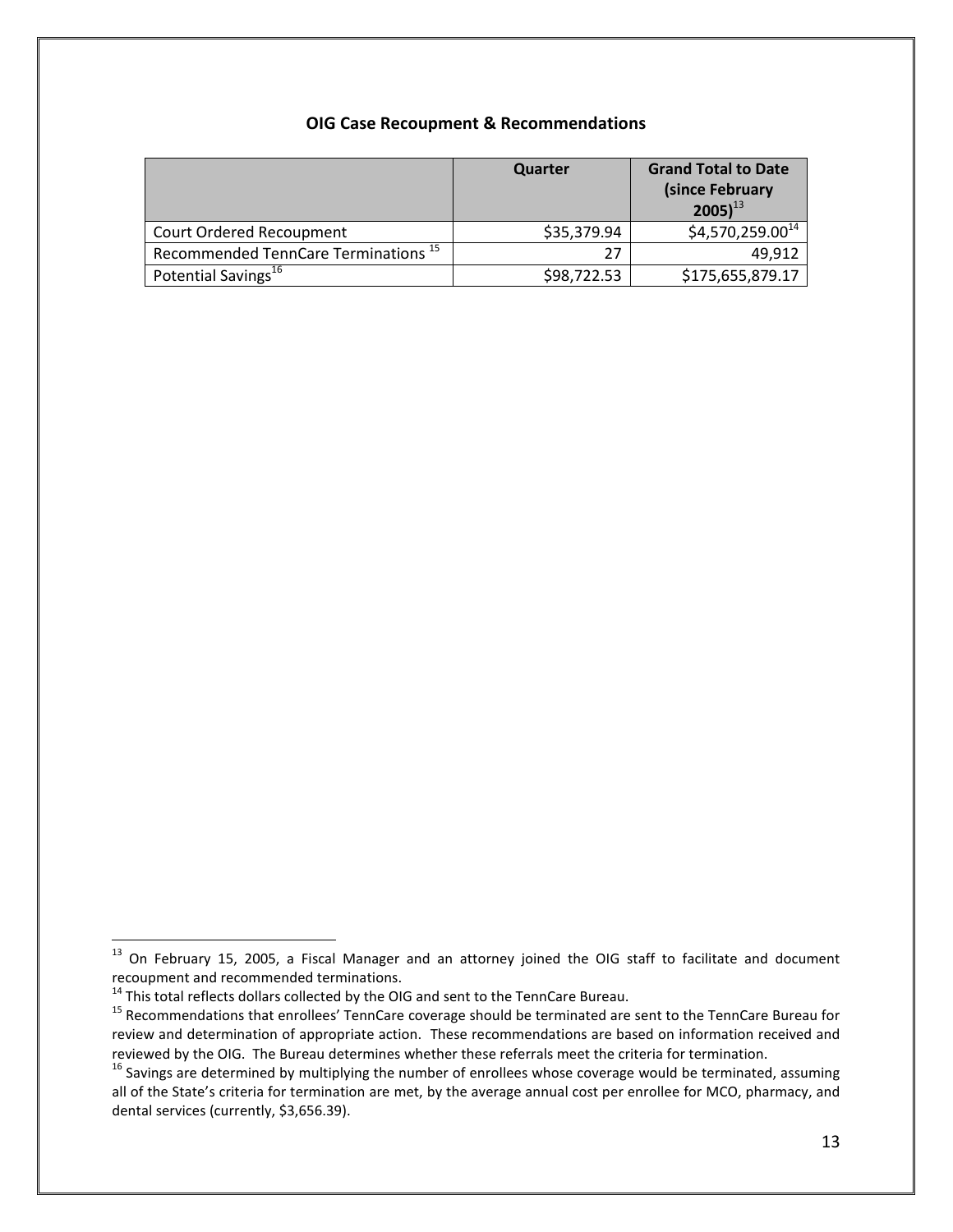## OIG Case Recoupment & Recommendations

| | Quarter | Grand Total to Date (since February 2005)[13] |
|---|---|---|
| Court Ordered Recoupment | \$35,379.94 | \$4,570,259.00[14] |
| Recommended TennCare Terminations [15] | 27 | 49,912 |
| Potential Savings[16] | \$98,722.53 | \$175,655,879.17 |

[13] On February 15, 2005, a Fiscal Manager and an attorney joined the OIG staff to facilitate and document recoupment and recommended terminations.

[14] This total reflects dollars collected by the OIG and sent to the TennCare Bureau.

[15] Recommendations that enrollees' TennCare coverage should be terminated are sent to the TennCare Bureau for review and determination of appropriate action. These recommendations are based on information received and reviewed by the OIG. The Bureau determines whether these referrals meet the criteria for termination.

[16] Savings are determined by multiplying the number of enrollees whose coverage would be terminated, assuming all of the State's criteria for termination are met, by the average annual cost per enrollee for MCO, pharmacy, and dental services (currently, \$3,656.39).